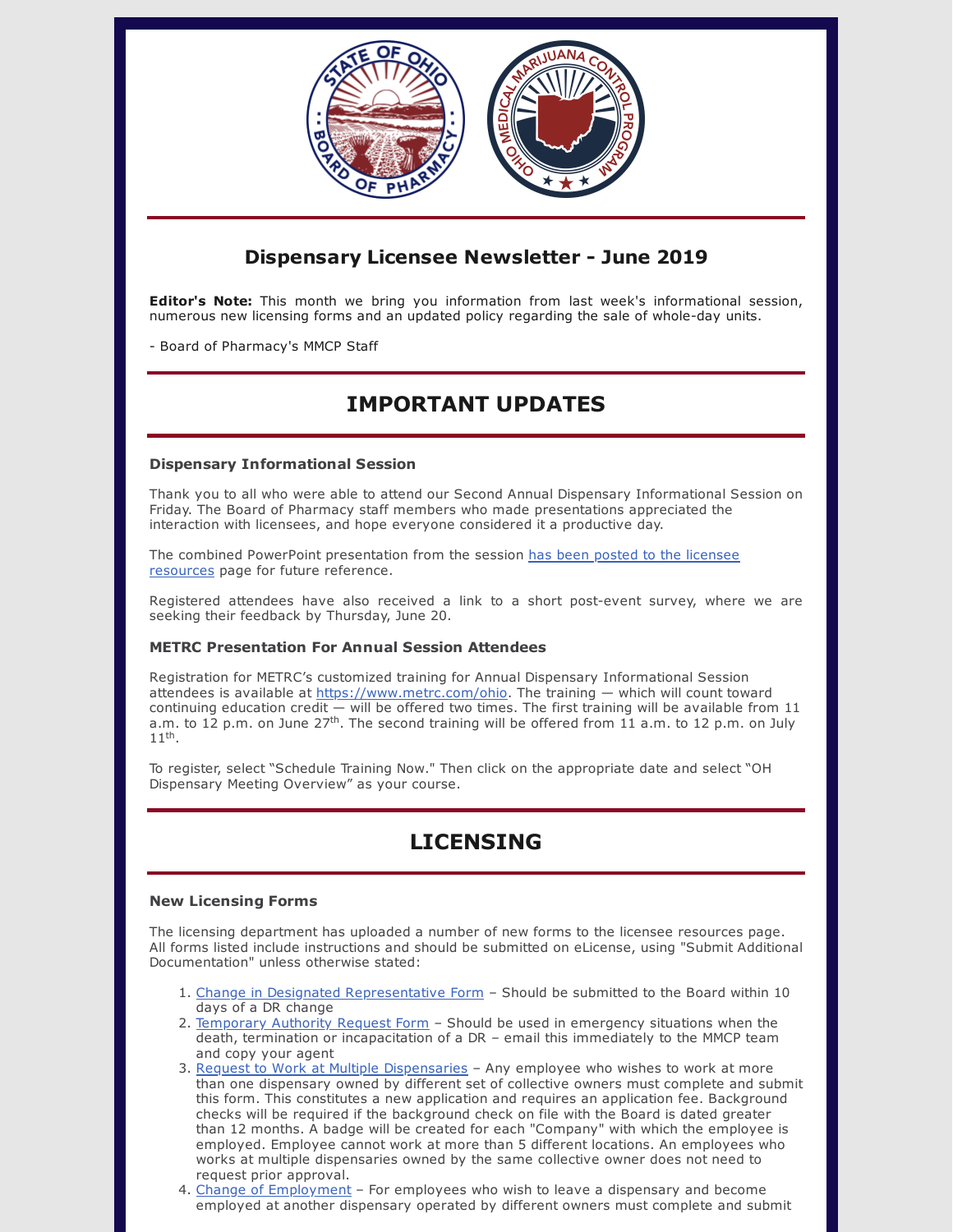## Dispensary Licensee Newsletter - June 2019

**Editor's Note:** This month we bring you information from last week's informational session, numerous new licensing forms and an updated policy regarding the sale of whole-day units.

- Board of Pharmacy's MMCP Staff

# IMPORTANT UPDATES

### Dispensary Informational Session

Thank you to all who were able to attend our Second Annual Dispensary Informational Session on Friday. The Board of Pharmacy staff members who made presentations appreciated the interaction with licensees, and hope everyone considered it a productive day.

The combined PowerPoint presentation from the session has been posted to the licensee resources page for future reference.

Registered attendees have also received a link to a short post-event survey, where we are seeking their feedback by Thursday, June 20.

### METRC Presentation For Annual Session Attendees

Registration for METRC's customized training for Annual Dispensary Informational Session attendees is available at https://www.metrc.com/ohio. The training — which will count toward continuing education credit — will be offered two times. The first training will be available from 11 a.m. to 12 p.m. on June 27th. The second training will be offered from 11 a.m. to 12 p.m. on July 11th.

To register, select "Schedule Training Now." Then click on the appropriate date and select "OH Dispensary Meeting Overview" as your course.

# LICENSING

### New Licensing Forms

The licensing department has uploaded a number of new forms to the licensee resources page. All forms listed include instructions and should be submitted on eLicense, using "Submit Additional Documentation" unless otherwise stated:

1. Change in Designated Representative Form – Should be submitted to the Board within 10 days of a DR change
2. Temporary Authority Request Form – Should be used in emergency situations when the death, termination or incapacitation of a DR – email this immediately to the MMCP team and copy your agent
3. Request to Work at Multiple Dispensaries – Any employee who wishes to work at more than one dispensary owned by different set of collective owners must complete and submit this form. This constitutes a new application and requires an application fee. Background checks will be required if the background check on file with the Board is dated greater than 12 months. A badge will be created for each "Company" with which the employee is employed. Employee cannot work at more than 5 different locations. An employees who works at multiple dispensaries owned by the same collective owner does not need to request prior approval.
4. Change of Employment – For employees who wish to leave a dispensary and become employed at another dispensary operated by different owners must complete and submit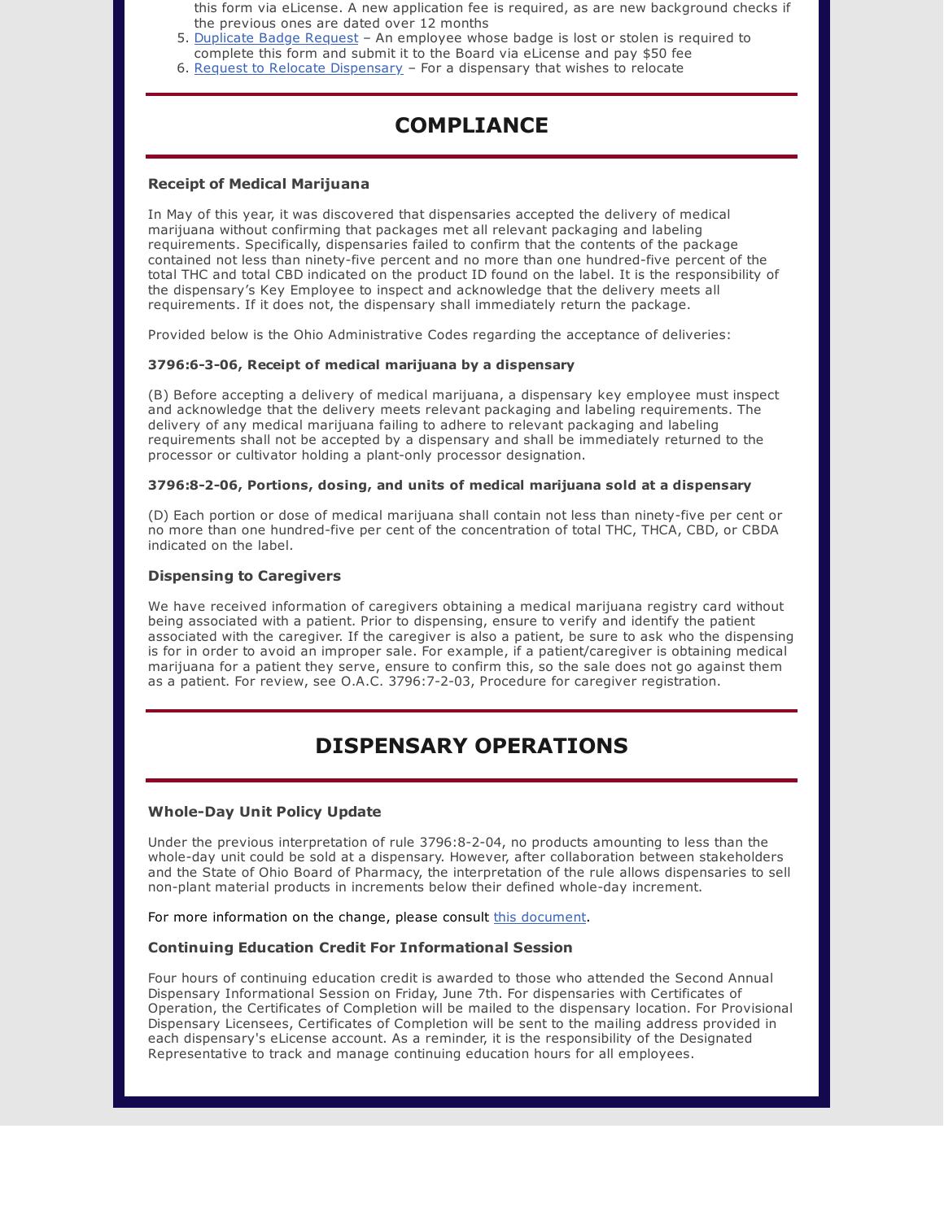this form via eLicense. A new application fee is required, as are new background checks if the previous ones are dated over 12 months

5. Duplicate Badge Request – An employee whose badge is lost or stolen is required to complete this form and submit it to the Board via eLicense and pay $50 fee
6. Request to Relocate Dispensary – For a dispensary that wishes to relocate

## COMPLIANCE

### Receipt of Medical Marijuana

In May of this year, it was discovered that dispensaries accepted the delivery of medical marijuana without confirming that packages met all relevant packaging and labeling requirements. Specifically, dispensaries failed to confirm that the contents of the package contained not less than ninety-five percent and no more than one hundred-five percent of the total THC and total CBD indicated on the product ID found on the label. It is the responsibility of the dispensary's Key Employee to inspect and acknowledge that the delivery meets all requirements. If it does not, the dispensary shall immediately return the package.

Provided below is the Ohio Administrative Codes regarding the acceptance of deliveries:

**3796:6-3-06, Receipt of medical marijuana by a dispensary**

(B) Before accepting a delivery of medical marijuana, a dispensary key employee must inspect and acknowledge that the delivery meets relevant packaging and labeling requirements. The delivery of any medical marijuana failing to adhere to relevant packaging and labeling requirements shall not be accepted by a dispensary and shall be immediately returned to the processor or cultivator holding a plant-only processor designation.

**3796:8-2-06, Portions, dosing, and units of medical marijuana sold at a dispensary**

(D) Each portion or dose of medical marijuana shall contain not less than ninety-five per cent or no more than one hundred-five per cent of the concentration of total THC, THCA, CBD, or CBDA indicated on the label.

### Dispensing to Caregivers

We have received information of caregivers obtaining a medical marijuana registry card without being associated with a patient. Prior to dispensing, ensure to verify and identify the patient associated with the caregiver. If the caregiver is also a patient, be sure to ask who the dispensing is for in order to avoid an improper sale. For example, if a patient/caregiver is obtaining medical marijuana for a patient they serve, ensure to confirm this, so the sale does not go against them as a patient. For review, see O.A.C. 3796:7-2-03, Procedure for caregiver registration.

## DISPENSARY OPERATIONS

### Whole-Day Unit Policy Update

Under the previous interpretation of rule 3796:8-2-04, no products amounting to less than the whole-day unit could be sold at a dispensary. However, after collaboration between stakeholders and the State of Ohio Board of Pharmacy, the interpretation of the rule allows dispensaries to sell non-plant material products in increments below their defined whole-day increment.

For more information on the change, please consult this document.

### Continuing Education Credit For Informational Session

Four hours of continuing education credit is awarded to those who attended the Second Annual Dispensary Informational Session on Friday, June 7th. For dispensaries with Certificates of Operation, the Certificates of Completion will be mailed to the dispensary location. For Provisional Dispensary Licensees, Certificates of Completion will be sent to the mailing address provided in each dispensary's eLicense account. As a reminder, it is the responsibility of the Designated Representative to track and manage continuing education hours for all employees.